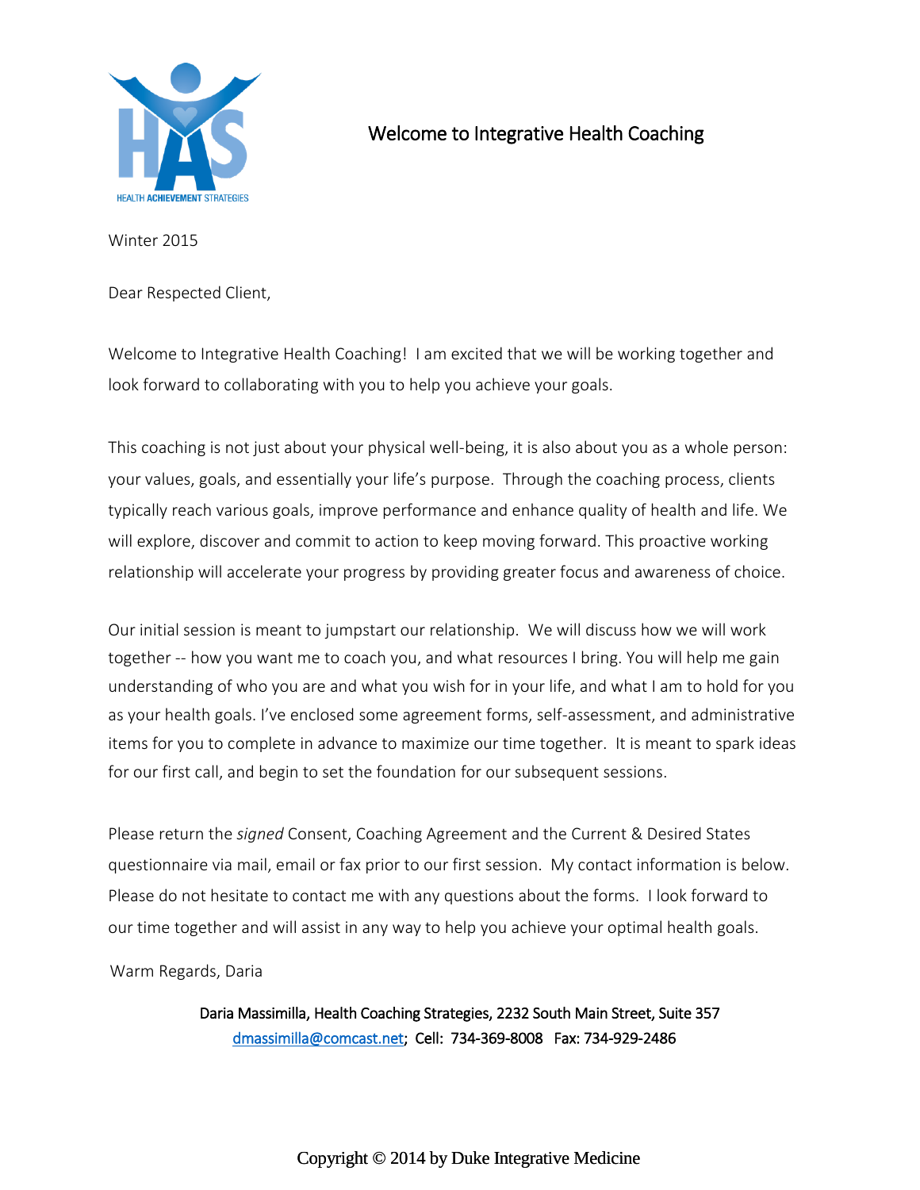HEALTH ACHIEVEMENT STRATEGIES

# Welcome to Integrative Health Coaching

Winter 2015

Dear Respected Client,

Welcome to Integrative Health Coaching! I am excited that we will be working together and look forward to collaborating with you to help you achieve your goals.

This coaching is not just about your physical well-being, it is also about you as a whole person: your values, goals, and essentially your life's purpose. Through the coaching process, clients typically reach various goals, improve performance and enhance quality of health and life. We will explore, discover and commit to action to keep moving forward. This proactive working relationship will accelerate your progress by providing greater focus and awareness of choice.

Our initial session is meant to jumpstart our relationship. We will discuss how we will work together -- how you want me to coach you, and what resources I bring. You will help me gain understanding of who you are and what you wish for in your life, and what I am to hold for you as your health goals. I've enclosed some agreement forms, self-assessment, and administrative items for you to complete in advance to maximize our time together. It is meant to spark ideas for our first call, and begin to set the foundation for our subsequent sessions.

Please return the *signed* Consent, Coaching Agreement and the Current & Desired States questionnaire via mail, email or fax prior to our first session. My contact information is below. Please do not hesitate to contact me with any questions about the forms. I look forward to our time together and will assist in any way to help you achieve your optimal health goals.

Warm Regards, Daria

Daria Massimilla, Health Coaching Strategies, 2232 South Main Street, Suite 357
dmassimilla@comcast.net; Cell: 734-369-8008 Fax: 734-929-2486

Copyright © 2014 by Duke Integrative Medicine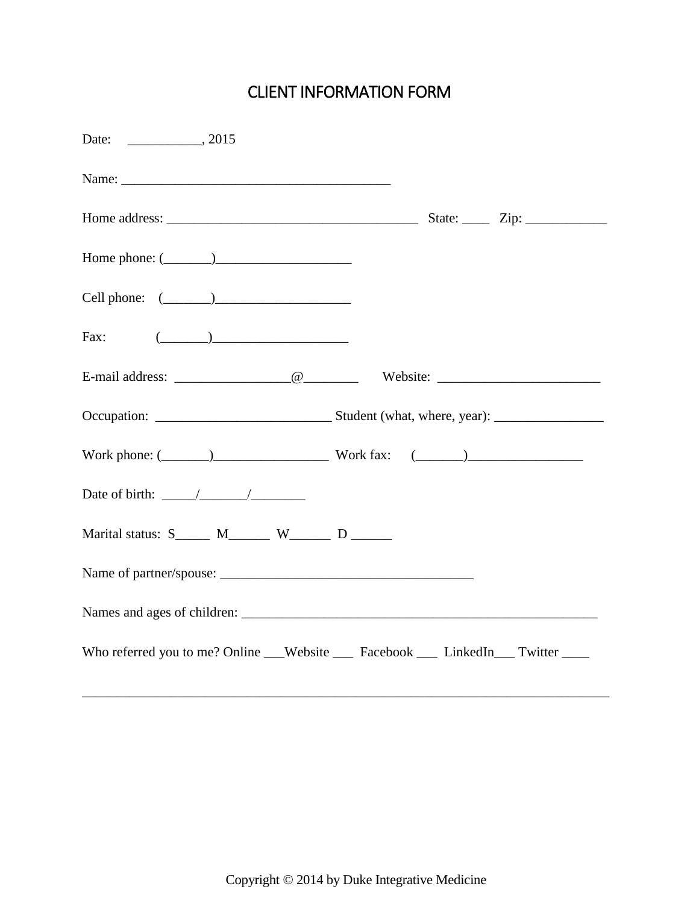# CLIENT INFORMATION FORM

Date: ___________, 2015

Name: ________________________________________

Home address: _____________________________________ State: ____ Zip: ____________

Home phone: (_______)____________________

Cell phone: (_______)____________________

Fax: (_______)____________________

E-mail address: _________________@________ Website: ________________________

Occupation: __________________________ Student (what, where, year): ________________

Work phone: (_______)_________________ Work fax: (_______)_________________

Date of birth: _____/_______/________

Marital status: S_____ M______ W______ D ______

Name of partner/spouse: _____________________________________

Names and ages of children: ____________________________________________________

Who referred you to me? Online ___Website ___ Facebook ___ LinkedIn___ Twitter ____

______________________________________________________________________________

Copyright © 2014 by Duke Integrative Medicine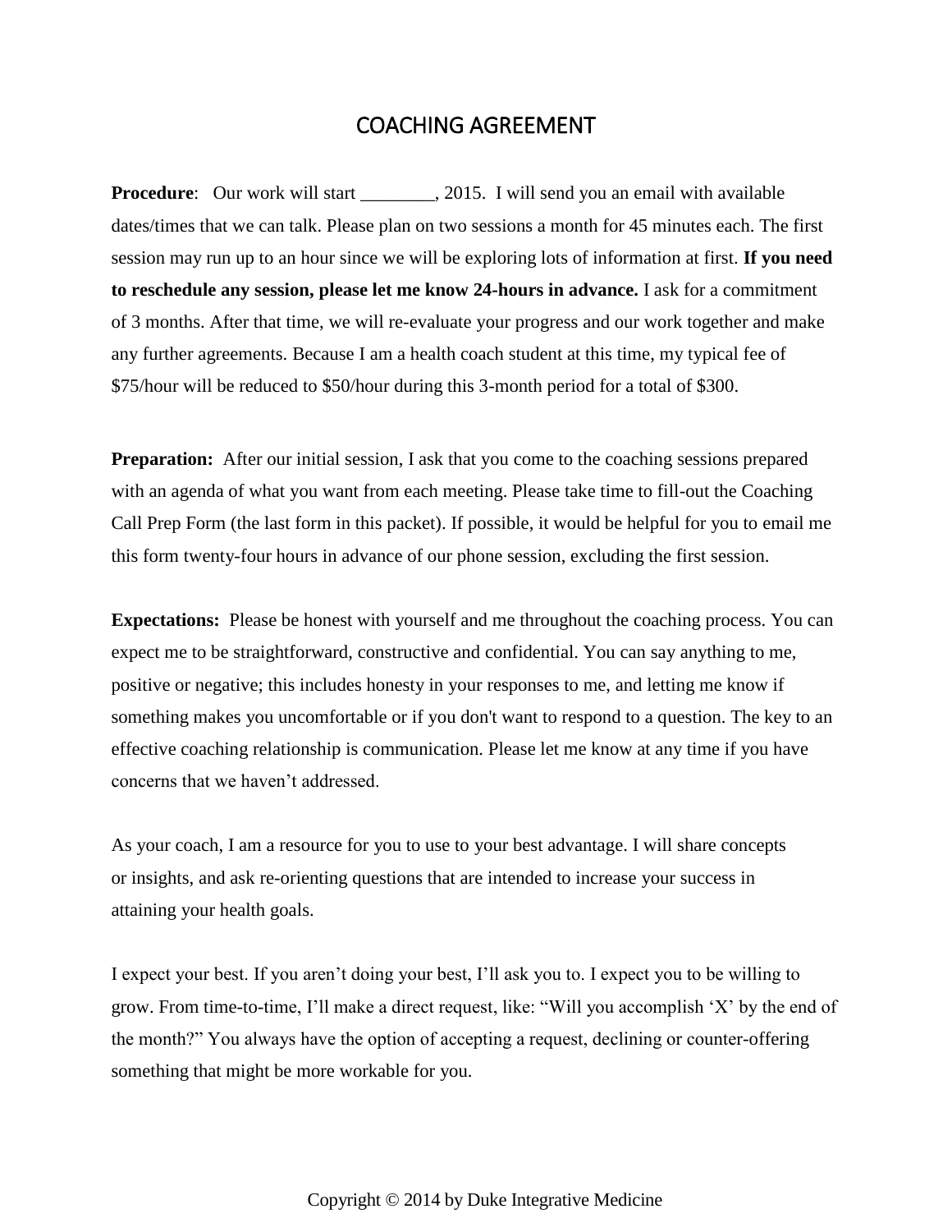# COACHING AGREEMENT

**Procedure**: Our work will start ________, 2015. I will send you an email with available dates/times that we can talk. Please plan on two sessions a month for 45 minutes each. The first session may run up to an hour since we will be exploring lots of information at first. **If you need to reschedule any session, please let me know 24-hours in advance.** I ask for a commitment of 3 months. After that time, we will re-evaluate your progress and our work together and make any further agreements. Because I am a health coach student at this time, my typical fee of $75/hour will be reduced to $50/hour during this 3-month period for a total of $300.

**Preparation:** After our initial session, I ask that you come to the coaching sessions prepared with an agenda of what you want from each meeting. Please take time to fill-out the Coaching Call Prep Form (the last form in this packet). If possible, it would be helpful for you to email me this form twenty-four hours in advance of our phone session, excluding the first session.

**Expectations:** Please be honest with yourself and me throughout the coaching process. You can expect me to be straightforward, constructive and confidential. You can say anything to me, positive or negative; this includes honesty in your responses to me, and letting me know if something makes you uncomfortable or if you don't want to respond to a question. The key to an effective coaching relationship is communication. Please let me know at any time if you have concerns that we haven't addressed.

As your coach, I am a resource for you to use to your best advantage. I will share concepts or insights, and ask re-orienting questions that are intended to increase your success in attaining your health goals.

I expect your best. If you aren't doing your best, I'll ask you to. I expect you to be willing to grow. From time-to-time, I'll make a direct request, like: "Will you accomplish 'X' by the end of the month?" You always have the option of accepting a request, declining or counter-offering something that might be more workable for you.

Copyright © 2014 by Duke Integrative Medicine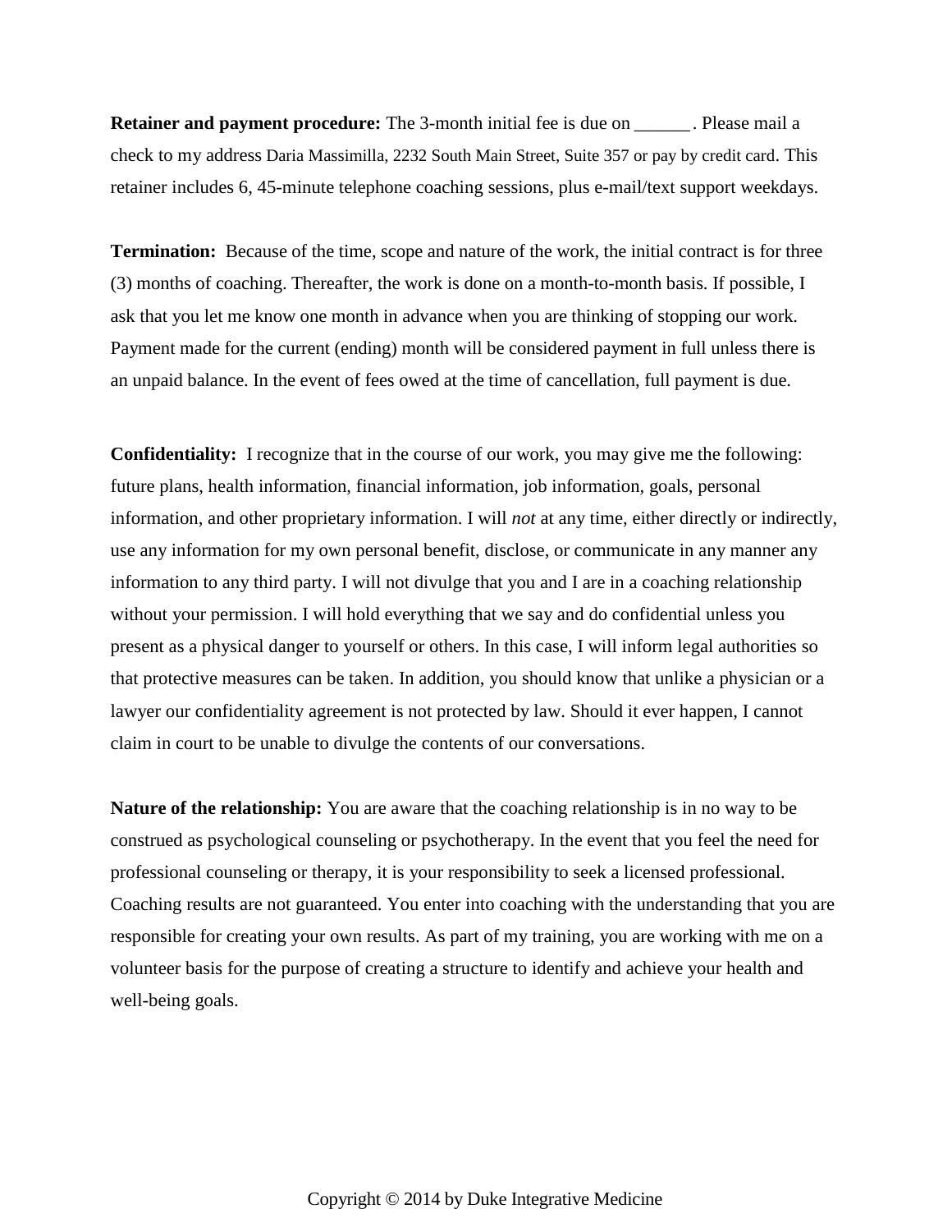**Retainer and payment procedure:** The 3-month initial fee is due on ______. Please mail a check to my address Daria Massimilla, 2232 South Main Street, Suite 357 or pay by credit card. This retainer includes 6, 45-minute telephone coaching sessions, plus e-mail/text support weekdays.

**Termination:** Because of the time, scope and nature of the work, the initial contract is for three (3) months of coaching. Thereafter, the work is done on a month-to-month basis. If possible, I ask that you let me know one month in advance when you are thinking of stopping our work. Payment made for the current (ending) month will be considered payment in full unless there is an unpaid balance. In the event of fees owed at the time of cancellation, full payment is due.

**Confidentiality:** I recognize that in the course of our work, you may give me the following: future plans, health information, financial information, job information, goals, personal information, and other proprietary information. I will *not* at any time, either directly or indirectly, use any information for my own personal benefit, disclose, or communicate in any manner any information to any third party. I will not divulge that you and I are in a coaching relationship without your permission. I will hold everything that we say and do confidential unless you present as a physical danger to yourself or others. In this case, I will inform legal authorities so that protective measures can be taken. In addition, you should know that unlike a physician or a lawyer our confidentiality agreement is not protected by law. Should it ever happen, I cannot claim in court to be unable to divulge the contents of our conversations.

**Nature of the relationship:** You are aware that the coaching relationship is in no way to be construed as psychological counseling or psychotherapy. In the event that you feel the need for professional counseling or therapy, it is your responsibility to seek a licensed professional. Coaching results are not guaranteed. You enter into coaching with the understanding that you are responsible for creating your own results. As part of my training, you are working with me on a volunteer basis for the purpose of creating a structure to identify and achieve your health and well-being goals.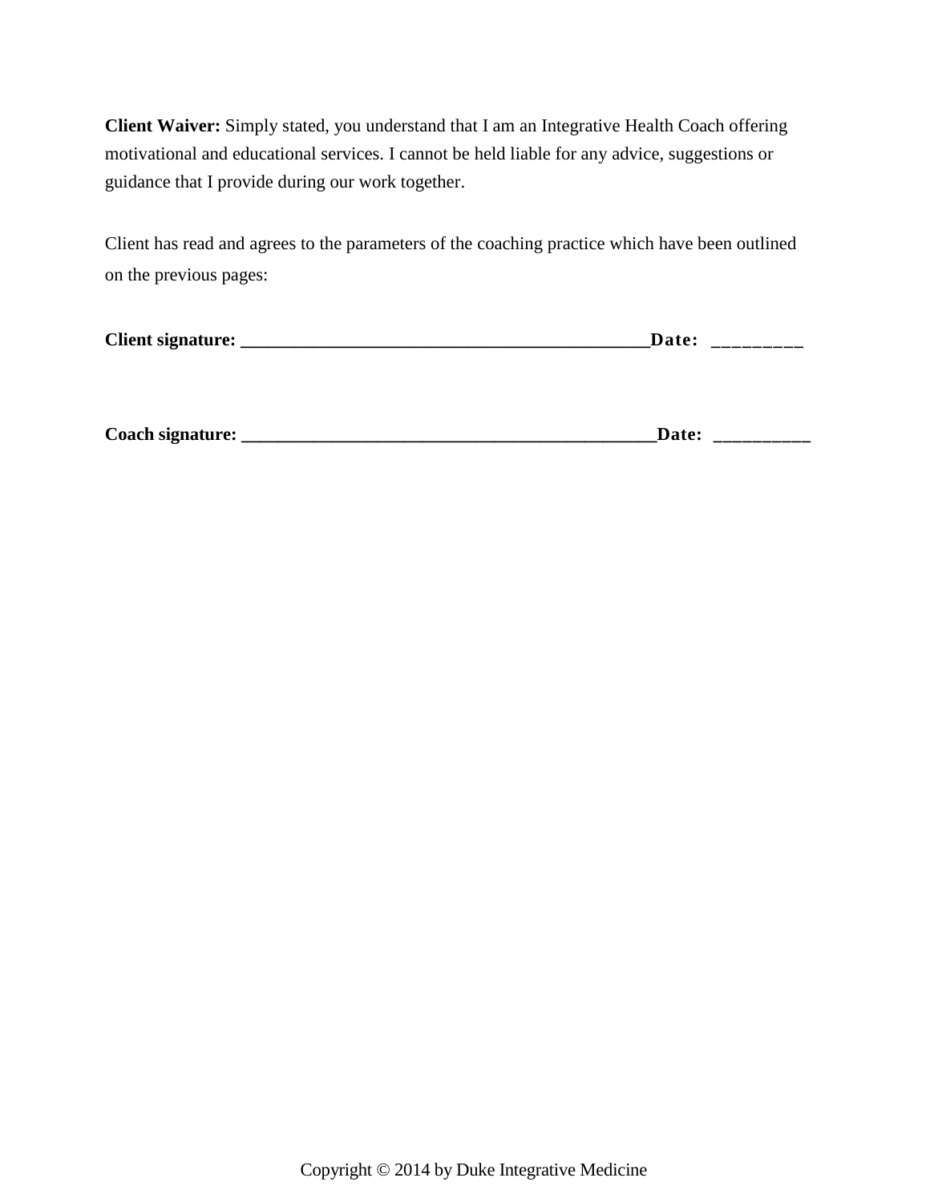**Client Waiver:** Simply stated, you understand that I am an Integrative Health Coach offering motivational and educational services. I cannot be held liable for any advice, suggestions or guidance that I provide during our work together.

Client has read and agrees to the parameters of the coaching practice which have been outlined on the previous pages:

**Client signature: _______________________________________________Date: _________**

**Coach signature: ________________________________________________Date: __________**

Copyright © 2014 by Duke Integrative Medicine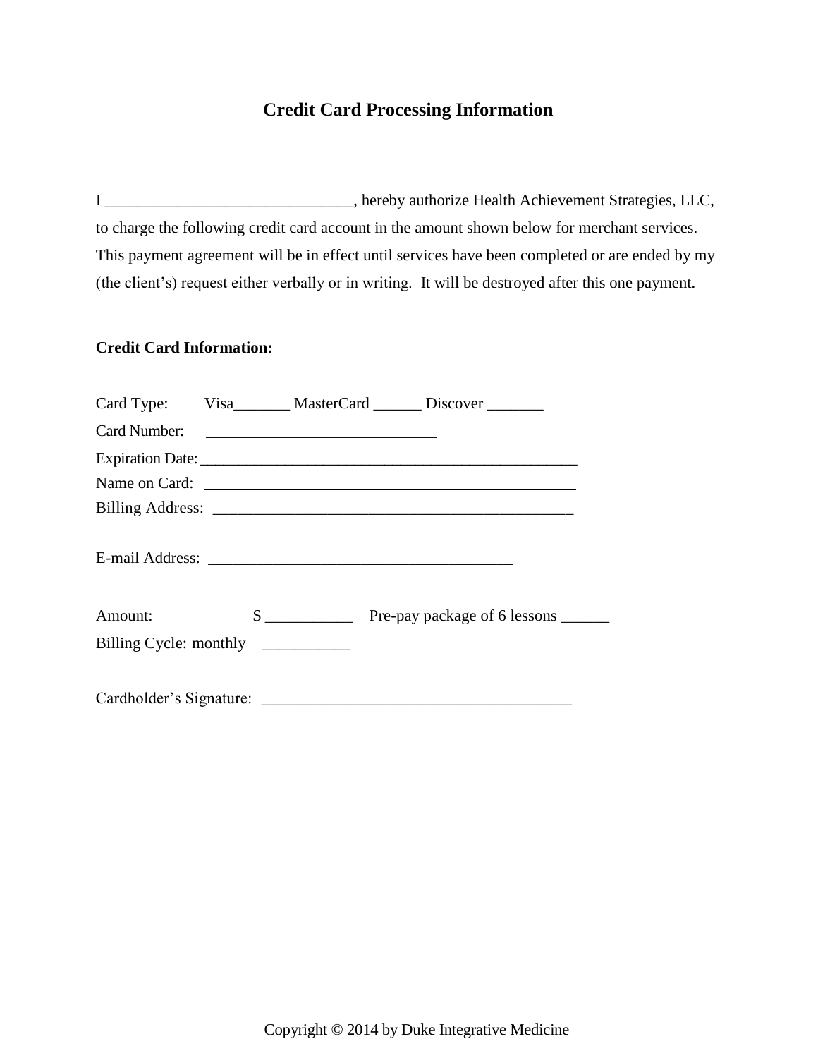# Credit Card Processing Information

I ______________________________, hereby authorize Health Achievement Strategies, LLC, to charge the following credit card account in the amount shown below for merchant services. This payment agreement will be in effect until services have been completed or are ended by my (the client's) request either verbally or in writing. It will be destroyed after this one payment.

**Credit Card Information:**

Card Type: Visa_______ MasterCard ______ Discover _______

Card Number: ____________________________

Expiration Date: ________________________________________________

Name on Card: ______________________________________________

Billing Address: ____________________________________________

E-mail Address: ______________________________________

Amount: $ ___________ Pre-pay package of 6 lessons ______

Billing Cycle: monthly ___________

Cardholder's Signature: _______________________________________

Copyright © 2014 by Duke Integrative Medicine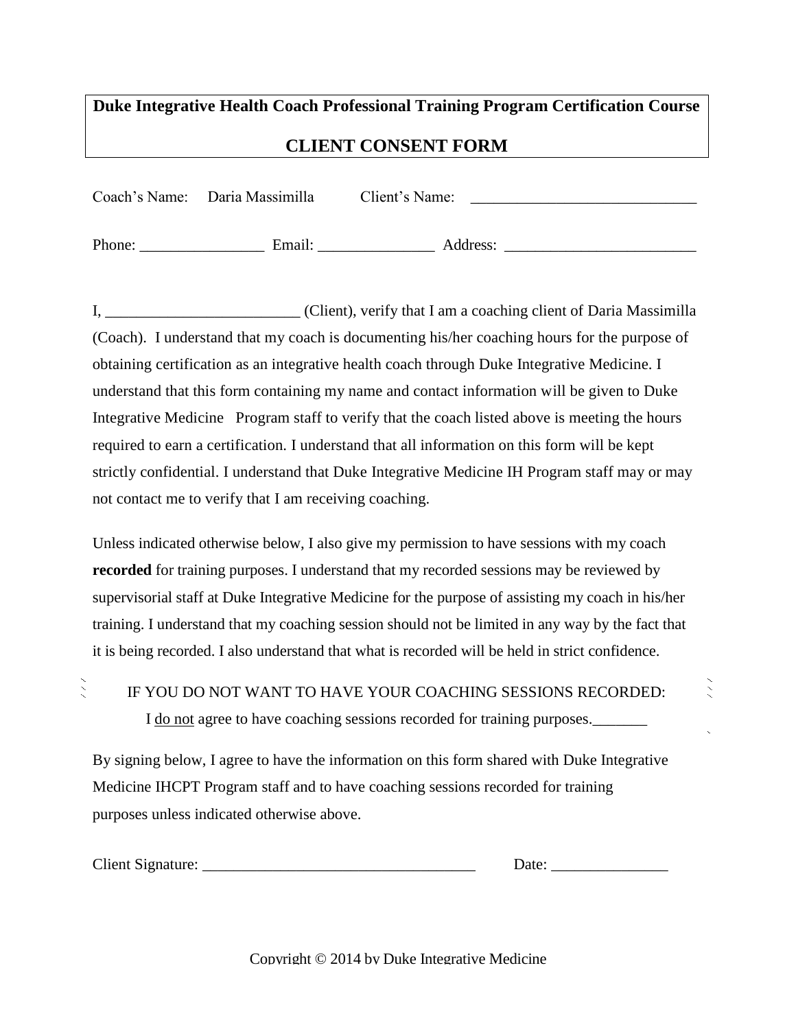**Duke Integrative Health Coach Professional Training Program Certification Course**

## CLIENT CONSENT FORM

Coach's Name: Daria Massimilla Client's Name: ____________________________

Phone: ________________ Email: _______________ Address: ________________________

I, _________________________ (Client), verify that I am a coaching client of Daria Massimilla (Coach). I understand that my coach is documenting his/her coaching hours for the purpose of obtaining certification as an integrative health coach through Duke Integrative Medicine. I understand that this form containing my name and contact information will be given to Duke Integrative Medicine Program staff to verify that the coach listed above is meeting the hours required to earn a certification. I understand that all information on this form will be kept strictly confidential. I understand that Duke Integrative Medicine IH Program staff may or may not contact me to verify that I am receiving coaching.

Unless indicated otherwise below, I also give my permission to have sessions with my coach **recorded** for training purposes. I understand that my recorded sessions may be reviewed by supervisorial staff at Duke Integrative Medicine for the purpose of assisting my coach in his/her training. I understand that my coaching session should not be limited in any way by the fact that it is being recorded. I also understand that what is recorded will be held in strict confidence.

IF YOU DO NOT WANT TO HAVE YOUR COACHING SESSIONS RECORDED:

I <u>do not</u> agree to have coaching sessions recorded for training purposes._______

By signing below, I agree to have the information on this form shared with Duke Integrative Medicine IHCPT Program staff and to have coaching sessions recorded for training purposes unless indicated otherwise above.

Client Signature: ___________________________________ Date: _______________

Copyright © 2014 by Duke Integrative Medicine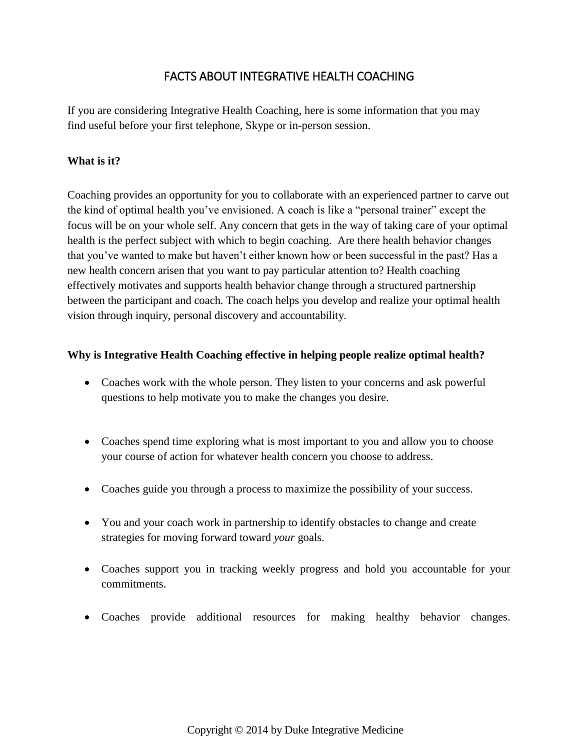# FACTS ABOUT INTEGRATIVE HEALTH COACHING

If you are considering Integrative Health Coaching, here is some information that you may find useful before your first telephone, Skype or in-person session.

**What is it?**

Coaching provides an opportunity for you to collaborate with an experienced partner to carve out the kind of optimal health you've envisioned. A coach is like a "personal trainer" except the focus will be on your whole self. Any concern that gets in the way of taking care of your optimal health is the perfect subject with which to begin coaching. Are there health behavior changes that you've wanted to make but haven't either known how or been successful in the past? Has a new health concern arisen that you want to pay particular attention to? Health coaching effectively motivates and supports health behavior change through a structured partnership between the participant and coach. The coach helps you develop and realize your optimal health vision through inquiry, personal discovery and accountability.

**Why is Integrative Health Coaching effective in helping people realize optimal health?**

- Coaches work with the whole person. They listen to your concerns and ask powerful questions to help motivate you to make the changes you desire.
- Coaches spend time exploring what is most important to you and allow you to choose your course of action for whatever health concern you choose to address.
- Coaches guide you through a process to maximize the possibility of your success.
- You and your coach work in partnership to identify obstacles to change and create strategies for moving forward toward *your* goals.
- Coaches support you in tracking weekly progress and hold you accountable for your commitments.
- Coaches provide additional resources for making healthy behavior changes.

Copyright © 2014 by Duke Integrative Medicine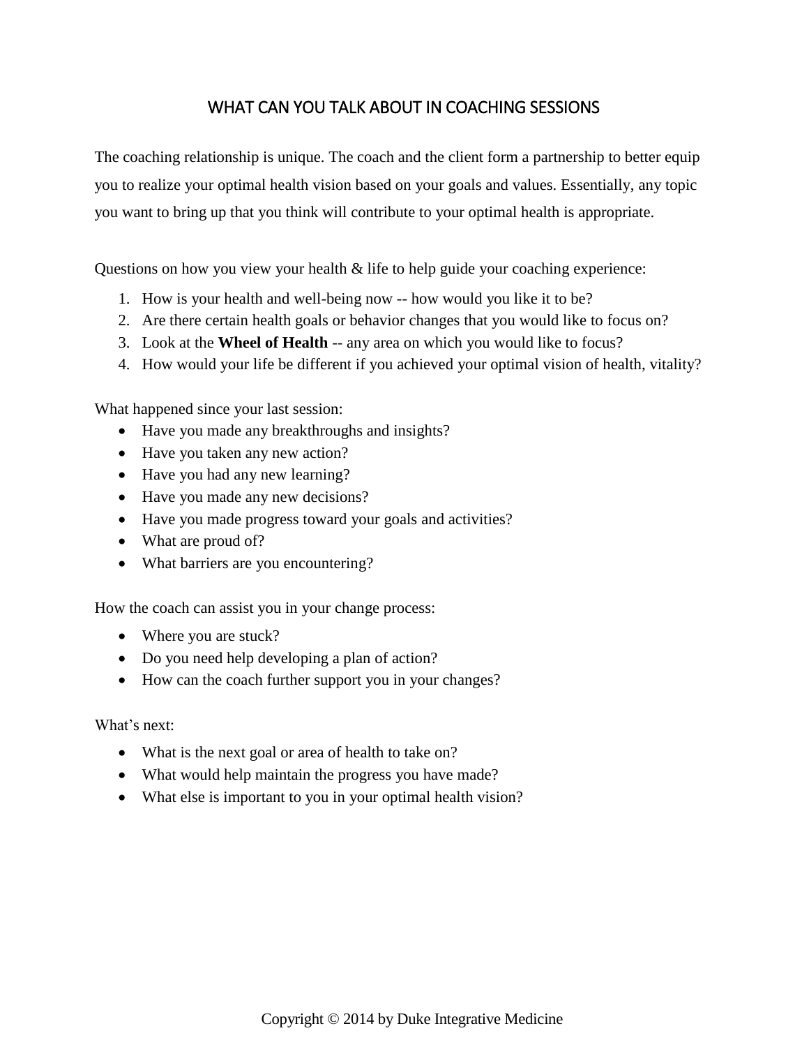# WHAT CAN YOU TALK ABOUT IN COACHING SESSIONS

The coaching relationship is unique. The coach and the client form a partnership to better equip you to realize your optimal health vision based on your goals and values. Essentially, any topic you want to bring up that you think will contribute to your optimal health is appropriate.

Questions on how you view your health & life to help guide your coaching experience:

1. How is your health and well-being now -- how would you like it to be?
2. Are there certain health goals or behavior changes that you would like to focus on?
3. Look at the **Wheel of Health** -- any area on which you would like to focus?
4. How would your life be different if you achieved your optimal vision of health, vitality?

What happened since your last session:

- Have you made any breakthroughs and insights?
- Have you taken any new action?
- Have you had any new learning?
- Have you made any new decisions?
- Have you made progress toward your goals and activities?
- What are proud of?
- What barriers are you encountering?

How the coach can assist you in your change process:

- Where you are stuck?
- Do you need help developing a plan of action?
- How can the coach further support you in your changes?

What's next:

- What is the next goal or area of health to take on?
- What would help maintain the progress you have made?
- What else is important to you in your optimal health vision?

Copyright © 2014 by Duke Integrative Medicine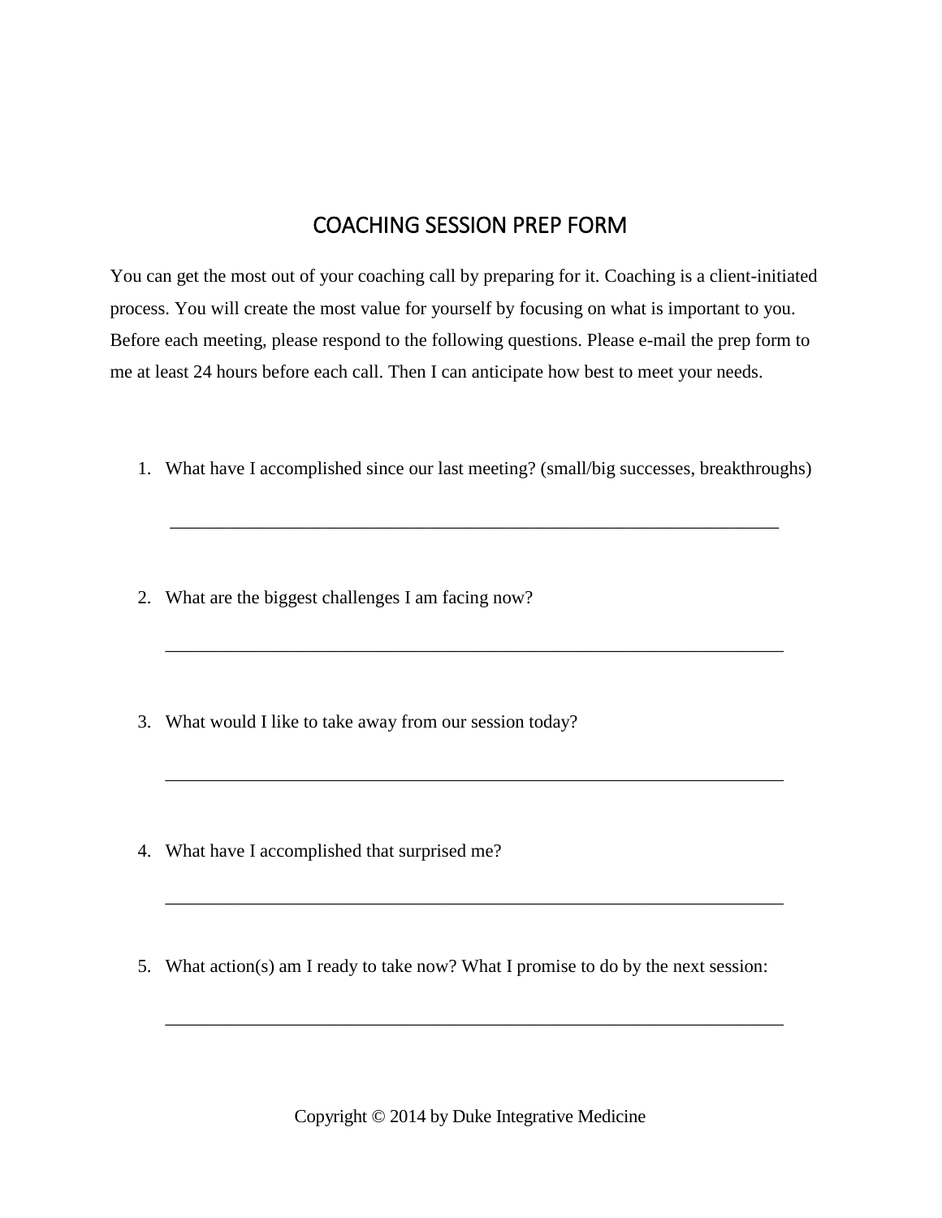# COACHING SESSION PREP FORM

You can get the most out of your coaching call by preparing for it. Coaching is a client-initiated process. You will create the most value for yourself by focusing on what is important to you. Before each meeting, please respond to the following questions. Please e-mail the prep form to me at least 24 hours before each call. Then I can anticipate how best to meet your needs.

1. What have I accomplished since our last meeting? (small/big successes, breakthroughs)

   ______________________________________________________________________

2. What are the biggest challenges I am facing now?

   ______________________________________________________________________

3. What would I like to take away from our session today?

   ______________________________________________________________________

4. What have I accomplished that surprised me?

   ______________________________________________________________________

5. What action(s) am I ready to take now? What I promise to do by the next session:

   ______________________________________________________________________

Copyright © 2014 by Duke Integrative Medicine